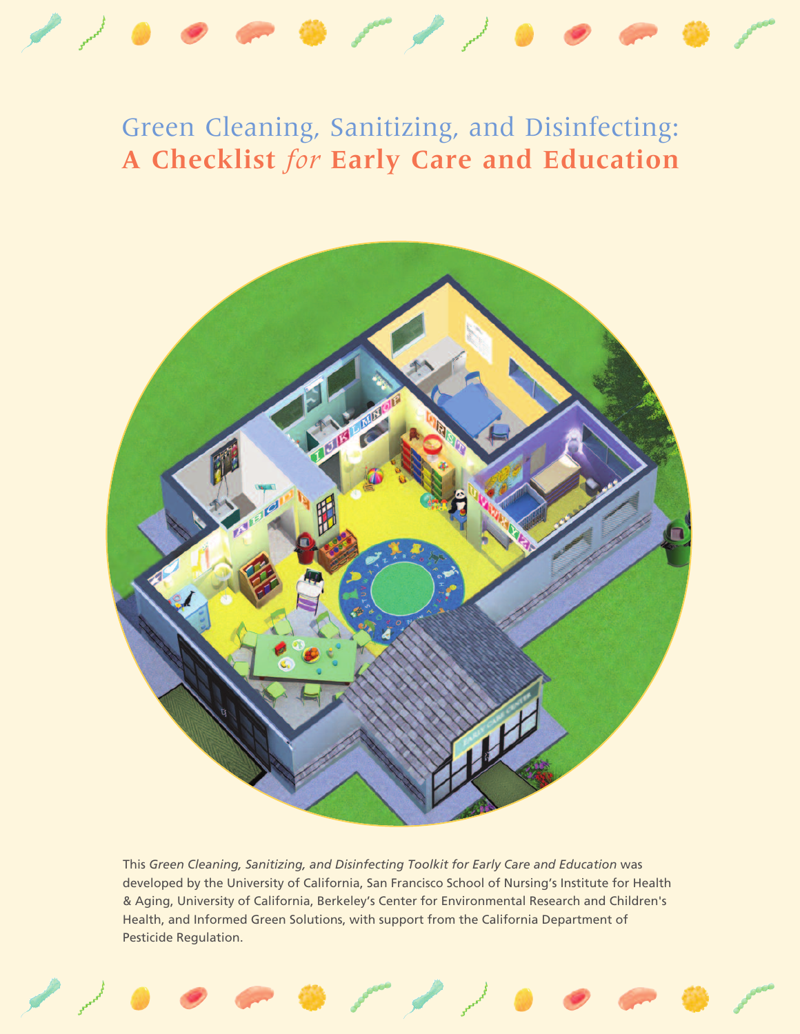# Green Cleaning, Sanitizing, and Disinfecting: **A Checklist *for* Early Care and Education**

This *Green Cleaning, Sanitizing, and Disinfecting Toolkit for Early Care and Education* was developed by the University of California, San Francisco School of Nursing's Institute for Health & Aging, University of California, Berkeley's Center for Environmental Research and Children's Health, and Informed Green Solutions, with support from the California Department of Pesticide Regulation.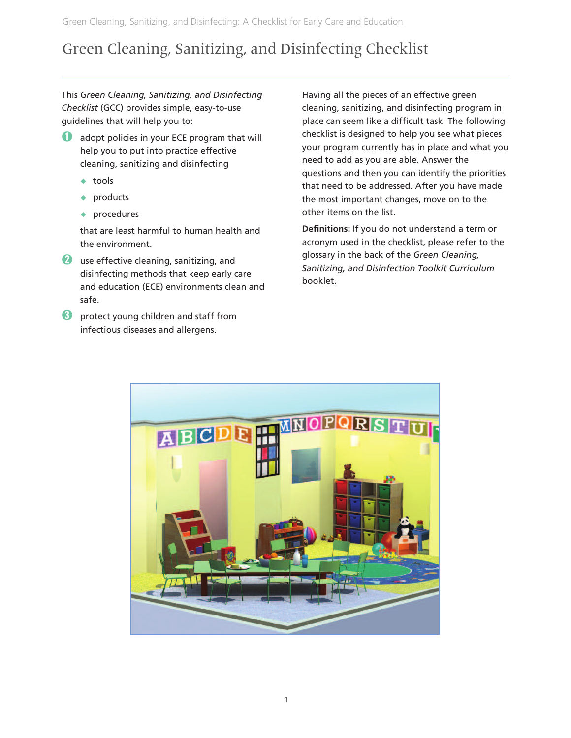# Green Cleaning, Sanitizing, and Disinfecting Checklist

This *Green Cleaning, Sanitizing, and Disinfecting Checklist* (GCC) provides simple, easy-to-use guidelines that will help you to:

1. adopt policies in your ECE program that will help you to put into practice effective cleaning, sanitizing and disinfecting
   - tools
   - products
   - procedures

   that are least harmful to human health and the environment.
2. use effective cleaning, sanitizing, and disinfecting methods that keep early care and education (ECE) environments clean and safe.
3. protect young children and staff from infectious diseases and allergens.

Having all the pieces of an effective green cleaning, sanitizing, and disinfecting program in place can seem like a difficult task. The following checklist is designed to help you see what pieces your program currently has in place and what you need to add as you are able. Answer the questions and then you can identify the priorities that need to be addressed. After you have made the most important changes, move on to the other items on the list.

**Definitions:** If you do not understand a term or acronym used in the checklist, please refer to the glossary in the back of the *Green Cleaning, Sanitizing, and Disinfection Toolkit Curriculum* booklet.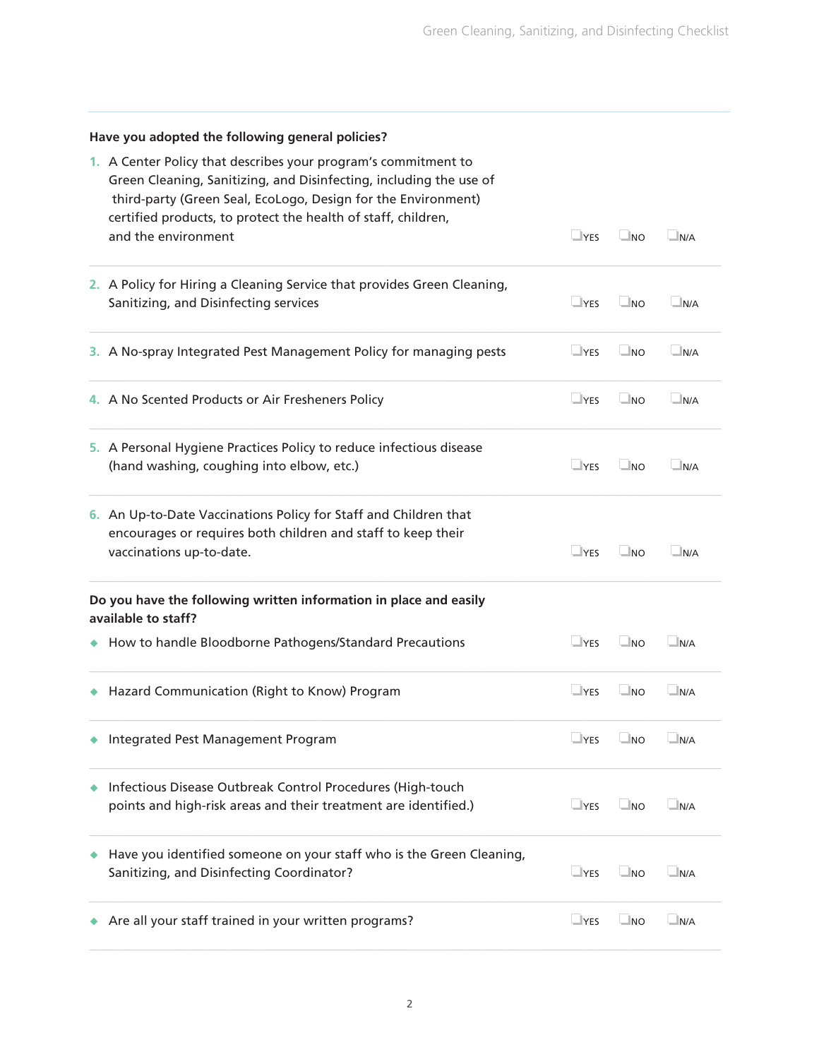**Have you adopted the following general policies?**

1. A Center Policy that describes your program's commitment to Green Cleaning, Sanitizing, and Disinfecting, including the use of third-party (Green Seal, EcoLogo, Design for the Environment) certified products, to protect the health of staff, children, and the environment ☐YES ☐NO ☐N/A

2. A Policy for Hiring a Cleaning Service that provides Green Cleaning, Sanitizing, and Disinfecting services ☐YES ☐NO ☐N/A

3. A No-spray Integrated Pest Management Policy for managing pests ☐YES ☐NO ☐N/A

4. A No Scented Products or Air Fresheners Policy ☐YES ☐NO ☐N/A

5. A Personal Hygiene Practices Policy to reduce infectious disease (hand washing, coughing into elbow, etc.) ☐YES ☐NO ☐N/A

6. An Up-to-Date Vaccinations Policy for Staff and Children that encourages or requires both children and staff to keep their vaccinations up-to-date. ☐YES ☐NO ☐N/A

**Do you have the following written information in place and easily available to staff?**

- How to handle Bloodborne Pathogens/Standard Precautions ☐YES ☐NO ☐N/A
- Hazard Communication (Right to Know) Program ☐YES ☐NO ☐N/A
- Integrated Pest Management Program ☐YES ☐NO ☐N/A
- Infectious Disease Outbreak Control Procedures (High-touch points and high-risk areas and their treatment are identified.) ☐YES ☐NO ☐N/A
- Have you identified someone on your staff who is the Green Cleaning, Sanitizing, and Disinfecting Coordinator? ☐YES ☐NO ☐N/A
- Are all your staff trained in your written programs? ☐YES ☐NO ☐N/A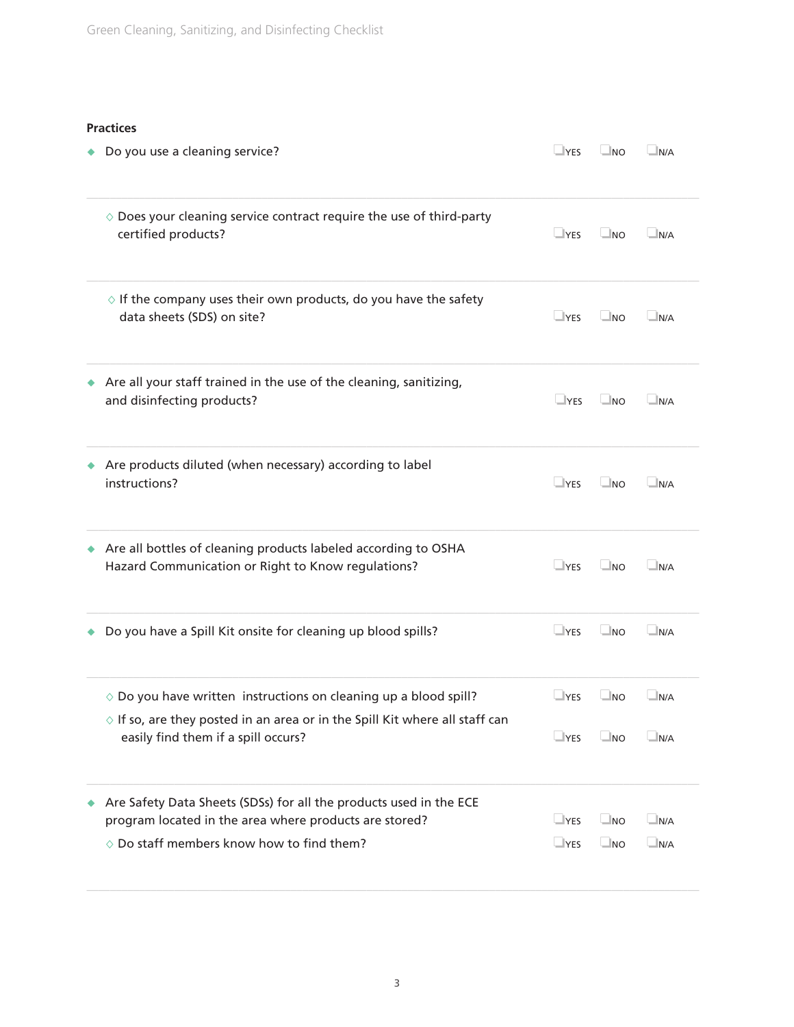**Practices**

- Do you use a cleaning service? ☐YES ☐NO ☐N/A
  - ◇ Does your cleaning service contract require the use of third-party certified products? ☐YES ☐NO ☐N/A
  - ◇ If the company uses their own products, do you have the safety data sheets (SDS) on site? ☐YES ☐NO ☐N/A
- Are all your staff trained in the use of the cleaning, sanitizing, and disinfecting products? ☐YES ☐NO ☐N/A
- Are products diluted (when necessary) according to label instructions? ☐YES ☐NO ☐N/A
- Are all bottles of cleaning products labeled according to OSHA Hazard Communication or Right to Know regulations? ☐YES ☐NO ☐N/A
- Do you have a Spill Kit onsite for cleaning up blood spills? ☐YES ☐NO ☐N/A
  - ◇ Do you have written instructions on cleaning up a blood spill? ☐YES ☐NO ☐N/A
  - ◇ If so, are they posted in an area or in the Spill Kit where all staff can easily find them if a spill occurs? ☐YES ☐NO ☐N/A
- Are Safety Data Sheets (SDSs) for all the products used in the ECE program located in the area where products are stored? ☐YES ☐NO ☐N/A
  - ◇ Do staff members know how to find them? ☐YES ☐NO ☐N/A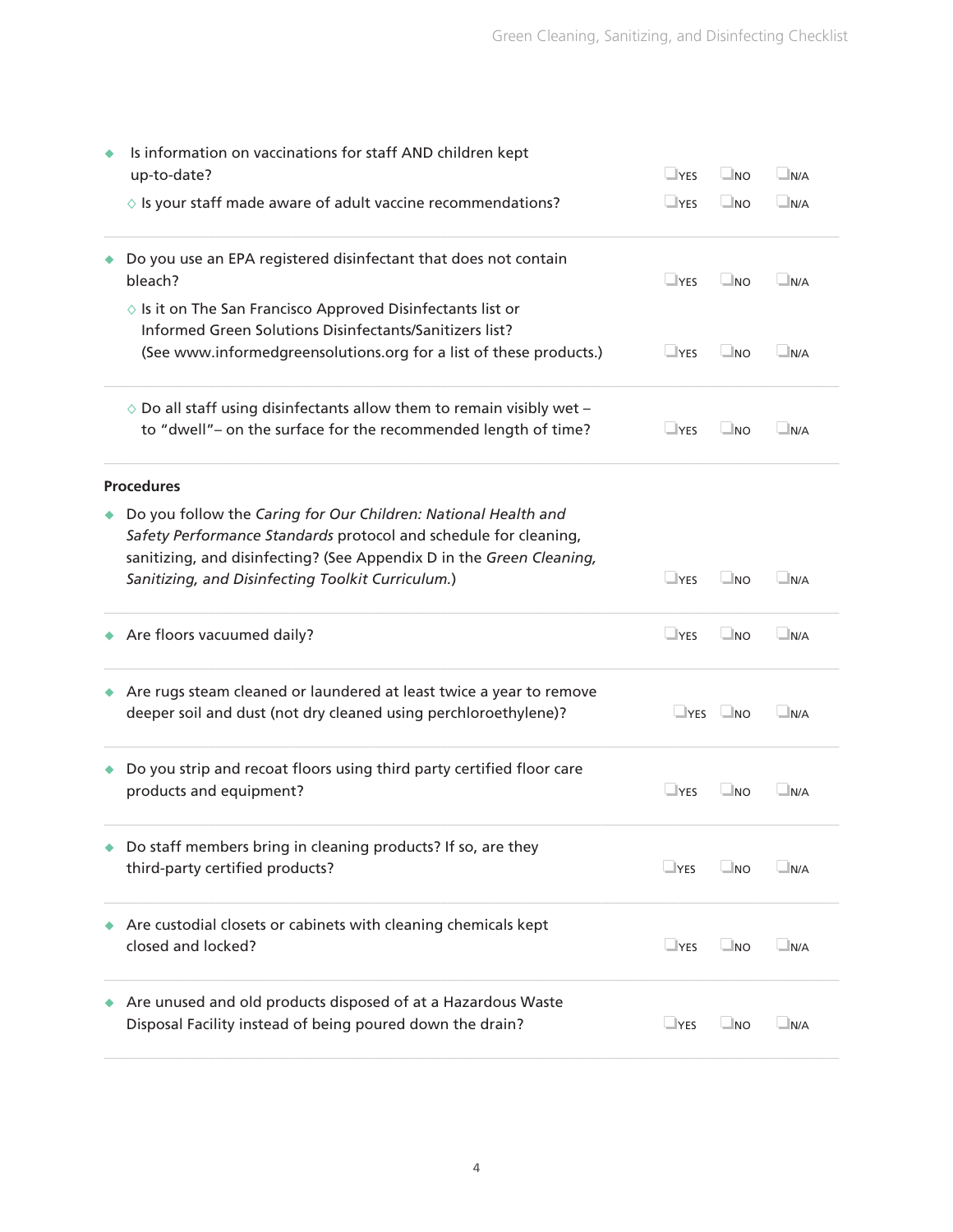- Is information on vaccinations for staff AND children kept up-to-date? ☐YES ☐NO ☐N/A
  - ◇ Is your staff made aware of adult vaccine recommendations? ☐YES ☐NO ☐N/A

- Do you use an EPA registered disinfectant that does not contain bleach? ☐YES ☐NO ☐N/A
  - ◇ Is it on The San Francisco Approved Disinfectants list or Informed Green Solutions Disinfectants/Sanitizers list? (See www.informedgreensolutions.org for a list of these products.) ☐YES ☐NO ☐N/A

  - ◇ Do all staff using disinfectants allow them to remain visibly wet – to "dwell"– on the surface for the recommended length of time? ☐YES ☐NO ☐N/A

**Procedures**

- Do you follow the *Caring for Our Children: National Health and Safety Performance Standards* protocol and schedule for cleaning, sanitizing, and disinfecting? (See Appendix D in the *Green Cleaning, Sanitizing, and Disinfecting Toolkit Curriculum.*) ☐YES ☐NO ☐N/A

- Are floors vacuumed daily? ☐YES ☐NO ☐N/A

- Are rugs steam cleaned or laundered at least twice a year to remove deeper soil and dust (not dry cleaned using perchloroethylene)? ☐YES ☐NO ☐N/A

- Do you strip and recoat floors using third party certified floor care products and equipment? ☐YES ☐NO ☐N/A

- Do staff members bring in cleaning products? If so, are they third-party certified products? ☐YES ☐NO ☐N/A

- Are custodial closets or cabinets with cleaning chemicals kept closed and locked? ☐YES ☐NO ☐N/A

- Are unused and old products disposed of at a Hazardous Waste Disposal Facility instead of being poured down the drain? ☐YES ☐NO ☐N/A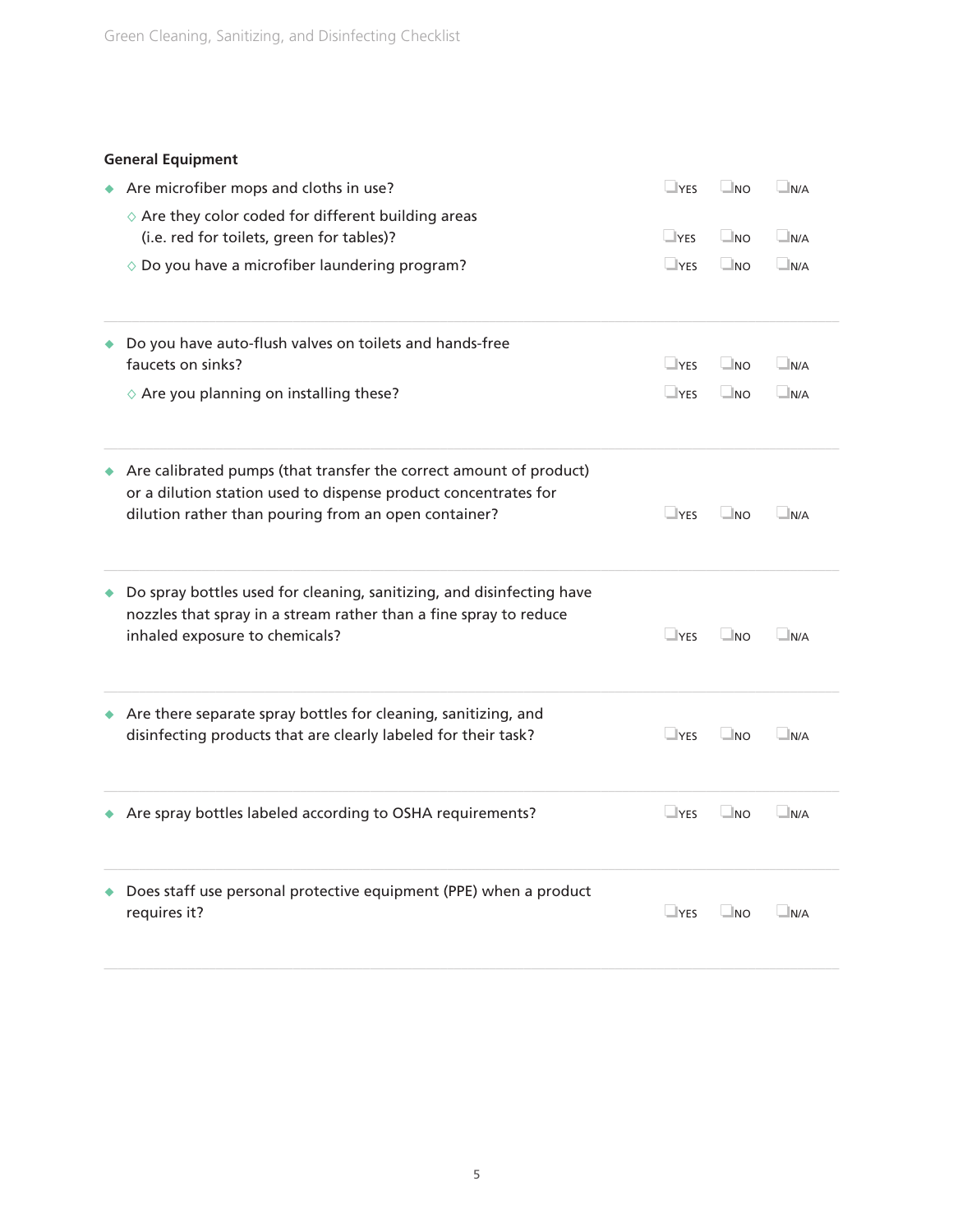## General Equipment

- Are microfiber mops and cloths in use? ☐YES ☐NO ☐N/A
  - ◇ Are they color coded for different building areas (i.e. red for toilets, green for tables)? ☐YES ☐NO ☐N/A
  - ◇ Do you have a microfiber laundering program? ☐YES ☐NO ☐N/A

---

- Do you have auto-flush valves on toilets and hands-free faucets on sinks? ☐YES ☐NO ☐N/A
  - ◇ Are you planning on installing these? ☐YES ☐NO ☐N/A

---

- Are calibrated pumps (that transfer the correct amount of product) or a dilution station used to dispense product concentrates for dilution rather than pouring from an open container? ☐YES ☐NO ☐N/A

---

- Do spray bottles used for cleaning, sanitizing, and disinfecting have nozzles that spray in a stream rather than a fine spray to reduce inhaled exposure to chemicals? ☐YES ☐NO ☐N/A

---

- Are there separate spray bottles for cleaning, sanitizing, and disinfecting products that are clearly labeled for their task? ☐YES ☐NO ☐N/A

---

- Are spray bottles labeled according to OSHA requirements? ☐YES ☐NO ☐N/A

---

- Does staff use personal protective equipment (PPE) when a product requires it? ☐YES ☐NO ☐N/A

---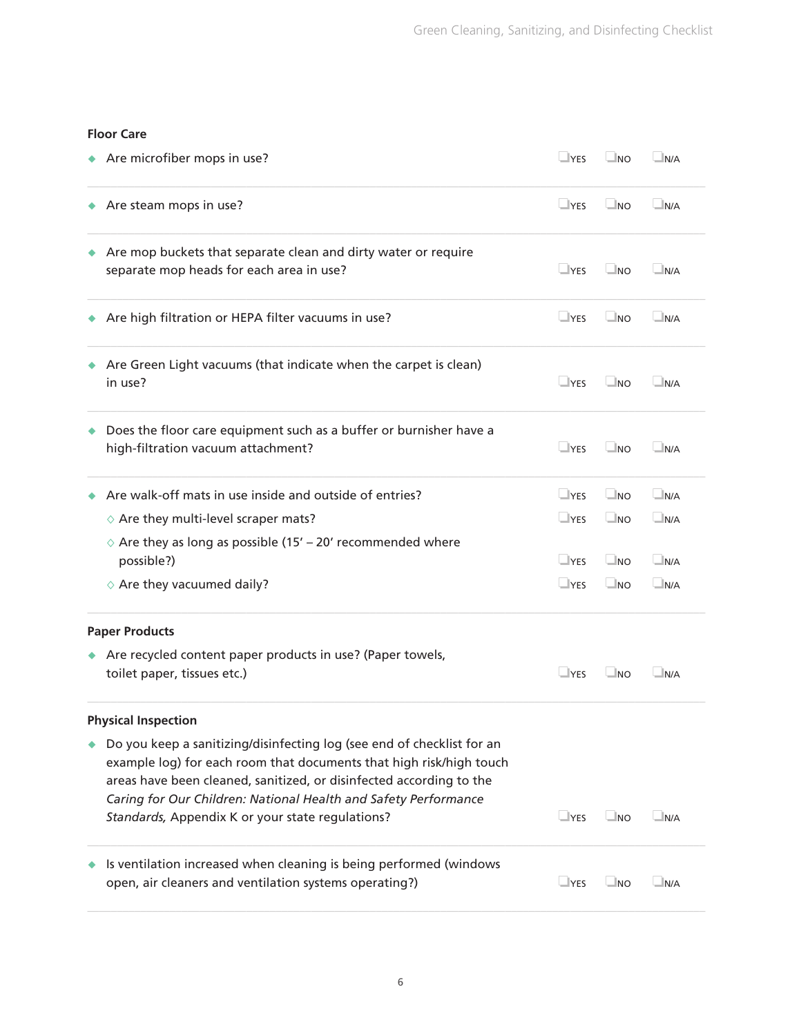### Floor Care

- Are microfiber mops in use? ☐YES ☐NO ☐N/A
- Are steam mops in use? ☐YES ☐NO ☐N/A
- Are mop buckets that separate clean and dirty water or require separate mop heads for each area in use? ☐YES ☐NO ☐N/A
- Are high filtration or HEPA filter vacuums in use? ☐YES ☐NO ☐N/A
- Are Green Light vacuums (that indicate when the carpet is clean) in use? ☐YES ☐NO ☐N/A
- Does the floor care equipment such as a buffer or burnisher have a high-filtration vacuum attachment? ☐YES ☐NO ☐N/A
- Are walk-off mats in use inside and outside of entries? ☐YES ☐NO ☐N/A
  - ◇ Are they multi-level scraper mats? ☐YES ☐NO ☐N/A
  - ◇ Are they as long as possible (15' – 20' recommended where possible?) ☐YES ☐NO ☐N/A
  - ◇ Are they vacuumed daily? ☐YES ☐NO ☐N/A

### Paper Products

- Are recycled content paper products in use? (Paper towels, toilet paper, tissues etc.) ☐YES ☐NO ☐N/A

### Physical Inspection

- Do you keep a sanitizing/disinfecting log (see end of checklist for an example log) for each room that documents that high risk/high touch areas have been cleaned, sanitized, or disinfected according to the *Caring for Our Children: National Health and Safety Performance Standards,* Appendix K or your state regulations? ☐YES ☐NO ☐N/A
- Is ventilation increased when cleaning is being performed (windows open, air cleaners and ventilation systems operating?) ☐YES ☐NO ☐N/A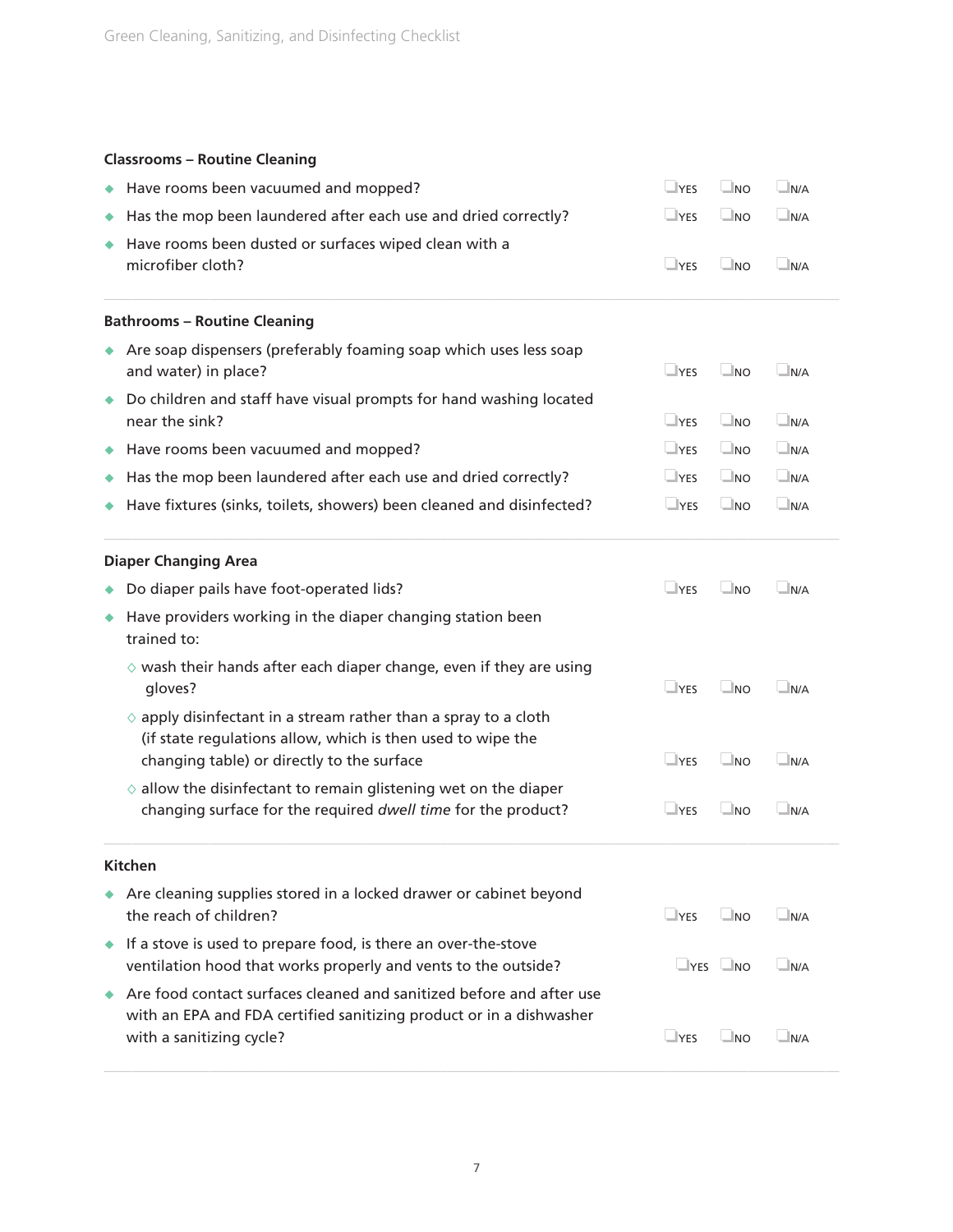### Classrooms – Routine Cleaning

- Have rooms been vacuumed and mopped? ☐YES ☐NO ☐N/A
- Has the mop been laundered after each use and dried correctly? ☐YES ☐NO ☐N/A
- Have rooms been dusted or surfaces wiped clean with a microfiber cloth? ☐YES ☐NO ☐N/A

### Bathrooms – Routine Cleaning

- Are soap dispensers (preferably foaming soap which uses less soap and water) in place? ☐YES ☐NO ☐N/A
- Do children and staff have visual prompts for hand washing located near the sink? ☐YES ☐NO ☐N/A
- Have rooms been vacuumed and mopped? ☐YES ☐NO ☐N/A
- Has the mop been laundered after each use and dried correctly? ☐YES ☐NO ☐N/A
- Have fixtures (sinks, toilets, showers) been cleaned and disinfected? ☐YES ☐NO ☐N/A

### Diaper Changing Area

- Do diaper pails have foot-operated lids? ☐YES ☐NO ☐N/A
- Have providers working in the diaper changing station been trained to:
  - wash their hands after each diaper change, even if they are using gloves? ☐YES ☐NO ☐N/A
  - apply disinfectant in a stream rather than a spray to a cloth (if state regulations allow, which is then used to wipe the changing table) or directly to the surface ☐YES ☐NO ☐N/A
  - allow the disinfectant to remain glistening wet on the diaper changing surface for the required *dwell time* for the product? ☐YES ☐NO ☐N/A

### Kitchen

- Are cleaning supplies stored in a locked drawer or cabinet beyond the reach of children? ☐YES ☐NO ☐N/A
- If a stove is used to prepare food, is there an over-the-stove ventilation hood that works properly and vents to the outside? ☐YES ☐NO ☐N/A
- Are food contact surfaces cleaned and sanitized before and after use with an EPA and FDA certified sanitizing product or in a dishwasher with a sanitizing cycle? ☐YES ☐NO ☐N/A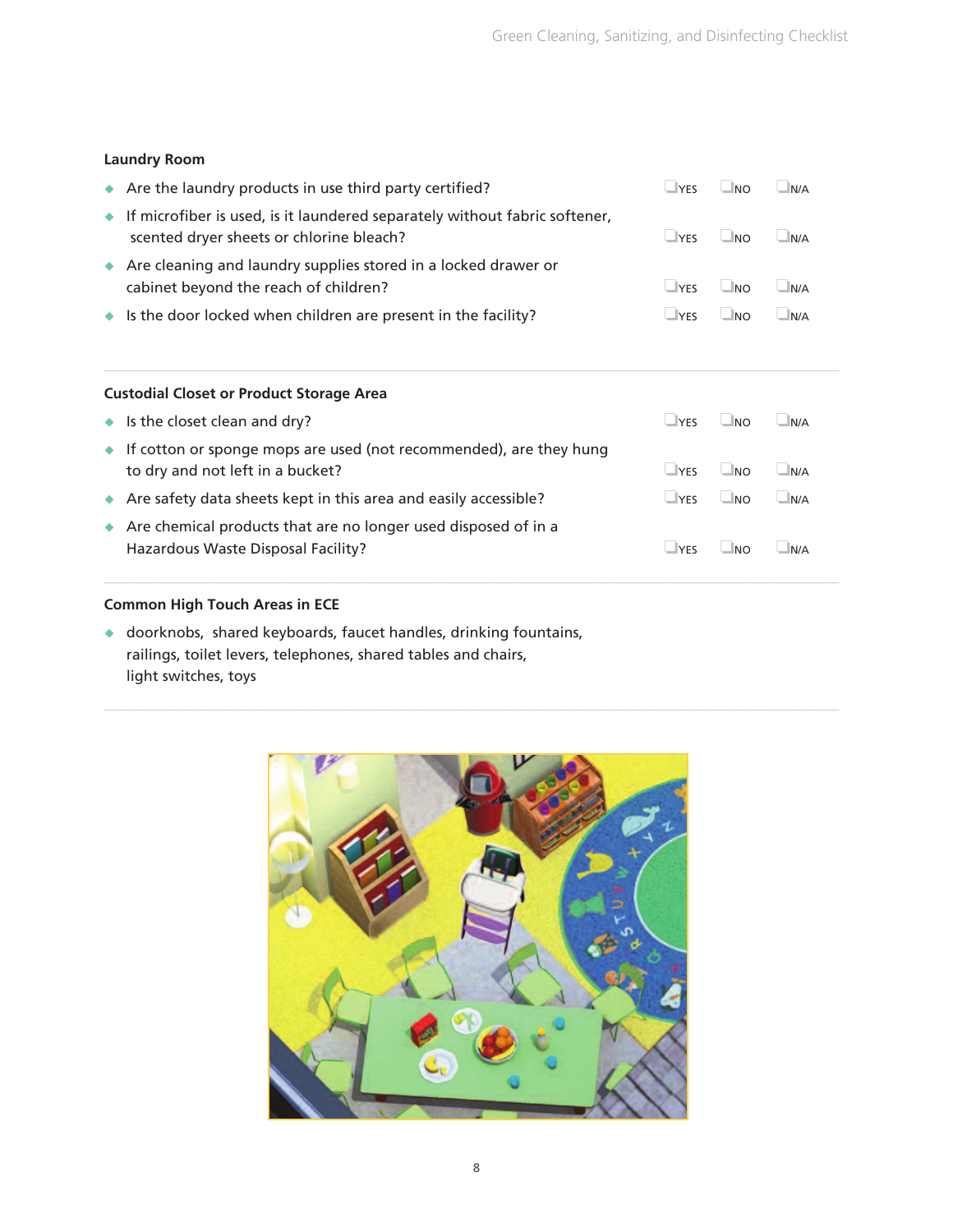## Laundry Room

- Are the laundry products in use third party certified? ☐YES ☐NO ☐N/A
- If microfiber is used, is it laundered separately without fabric softener, scented dryer sheets or chlorine bleach? ☐YES ☐NO ☐N/A
- Are cleaning and laundry supplies stored in a locked drawer or cabinet beyond the reach of children? ☐YES ☐NO ☐N/A
- Is the door locked when children are present in the facility? ☐YES ☐NO ☐N/A

## Custodial Closet or Product Storage Area

- Is the closet clean and dry? ☐YES ☐NO ☐N/A
- If cotton or sponge mops are used (not recommended), are they hung to dry and not left in a bucket? ☐YES ☐NO ☐N/A
- Are safety data sheets kept in this area and easily accessible? ☐YES ☐NO ☐N/A
- Are chemical products that are no longer used disposed of in a Hazardous Waste Disposal Facility? ☐YES ☐NO ☐N/A

## Common High Touch Areas in ECE

- doorknobs, shared keyboards, faucet handles, drinking fountains, railings, toilet levers, telephones, shared tables and chairs, light switches, toys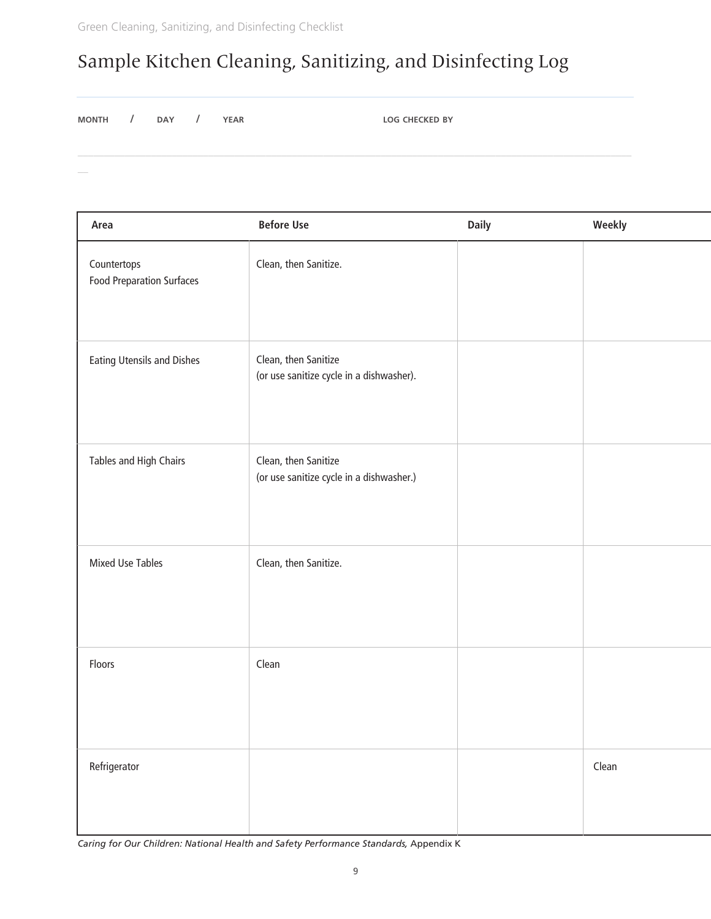# Sample Kitchen Cleaning, Sanitizing, and Disinfecting Log

**MONTH / DAY / YEAR** **LOG CHECKED BY**

| Area | Before Use | Daily | Weekly |
| --- | --- | --- | --- |
| Countertops<br>Food Preparation Surfaces | Clean, then Sanitize. | | |
| Eating Utensils and Dishes | Clean, then Sanitize<br>(or use sanitize cycle in a dishwasher). | | |
| Tables and High Chairs | Clean, then Sanitize<br>(or use sanitize cycle in a dishwasher.) | | |
| Mixed Use Tables | Clean, then Sanitize. | | |
| Floors | Clean | | |
| Refrigerator | | | Clean |

*Caring for Our Children: National Health and Safety Performance Standards,* Appendix K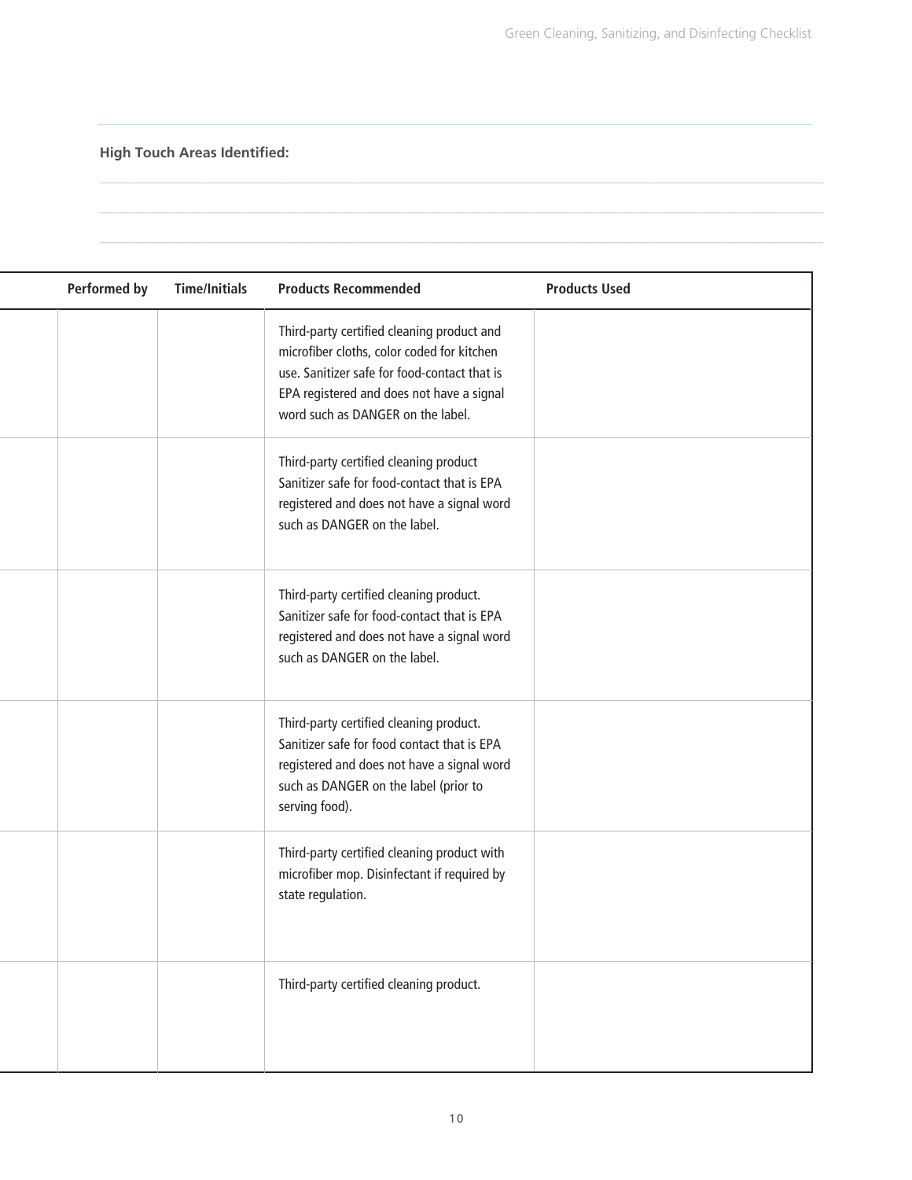**High Touch Areas Identified:**

| Performed by | Time/Initials | Products Recommended | Products Used |
|---|---|---|---|
| | | Third-party certified cleaning product and microfiber cloths, color coded for kitchen use. Sanitizer safe for food-contact that is EPA registered and does not have a signal word such as DANGER on the label. | |
| | | Third-party certified cleaning product Sanitizer safe for food-contact that is EPA registered and does not have a signal word such as DANGER on the label. | |
| | | Third-party certified cleaning product. Sanitizer safe for food-contact that is EPA registered and does not have a signal word such as DANGER on the label. | |
| | | Third-party certified cleaning product. Sanitizer safe for food contact that is EPA registered and does not have a signal word such as DANGER on the label (prior to serving food). | |
| | | Third-party certified cleaning product with microfiber mop. Disinfectant if required by state regulation. | |
| | | Third-party certified cleaning product. | |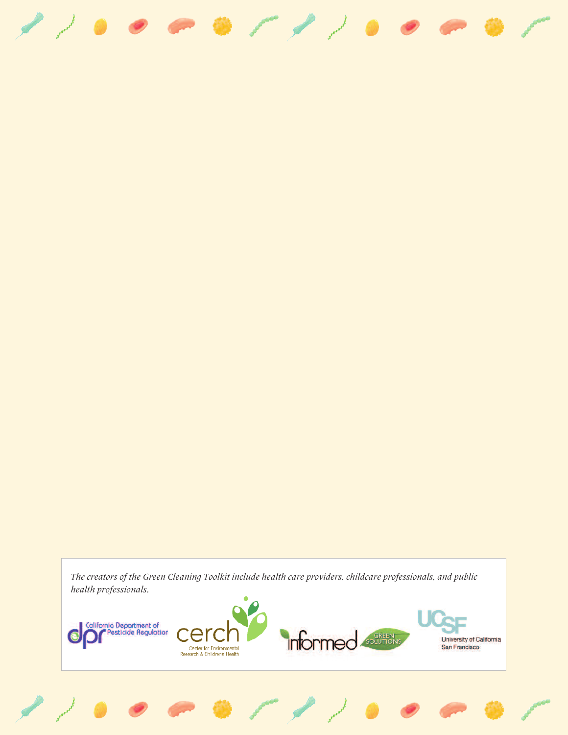*The creators of the Green Cleaning Toolkit include health care providers, childcare professionals, and public health professionals.*

California Department of Pesticide Regulation

cerch
Center for Environmental Research & Children's Health

informed GREEN SOLUTIONS

UCSF
University of California San Francisco